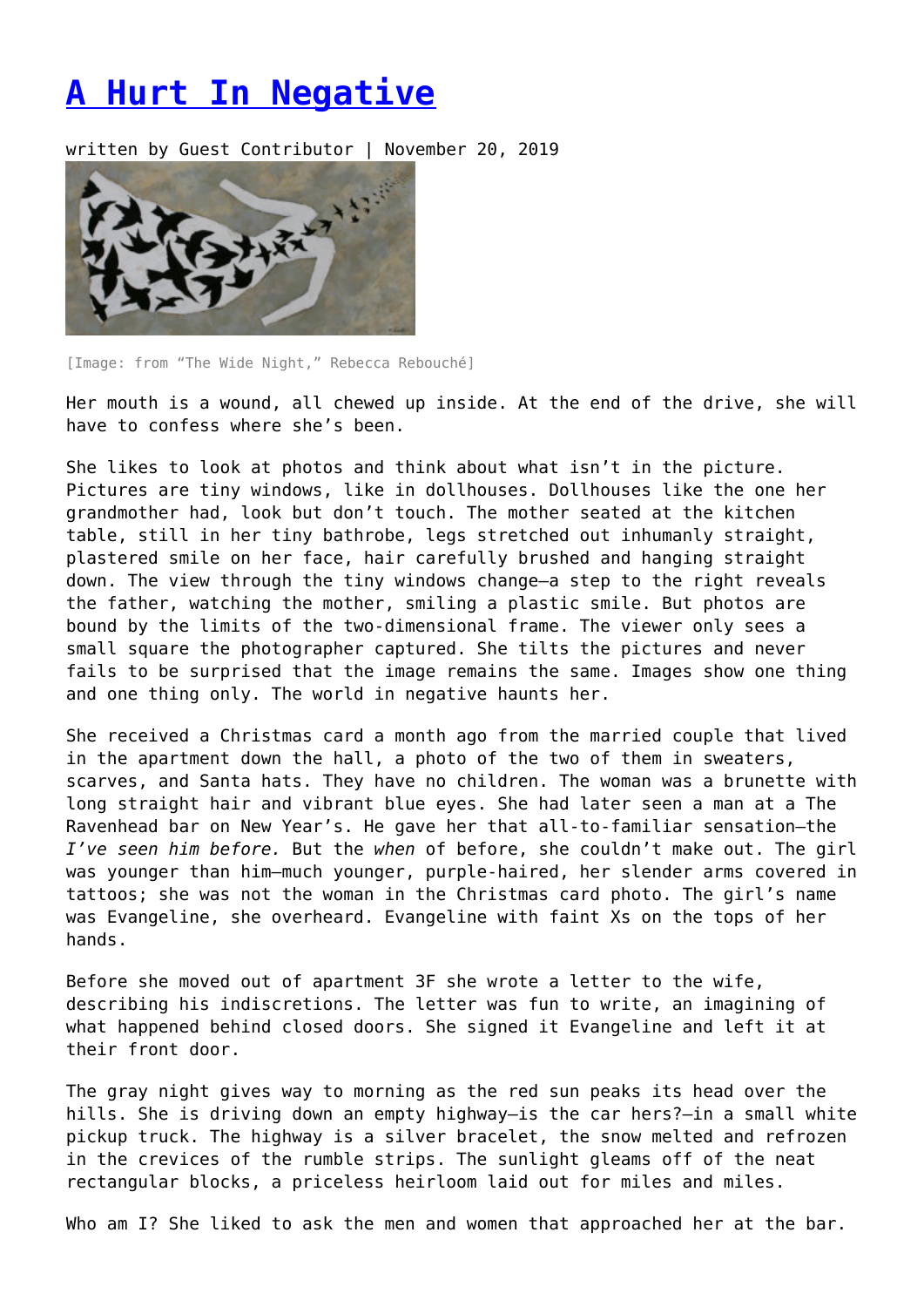# A Hurt In Negative

written by Guest Contributor | November 20, 2019

[Image: from “The Wide Night,” Rebecca Rebouché]

Her mouth is a wound, all chewed up inside. At the end of the drive, she will have to confess where she’s been.

She likes to look at photos and think about what isn’t in the picture. Pictures are tiny windows, like in dollhouses. Dollhouses like the one her grandmother had, look but don’t touch. The mother seated at the kitchen table, still in her tiny bathrobe, legs stretched out inhumanly straight, plastered smile on her face, hair carefully brushed and hanging straight down. The view through the tiny windows change—a step to the right reveals the father, watching the mother, smiling a plastic smile. But photos are bound by the limits of the two-dimensional frame. The viewer only sees a small square the photographer captured. She tilts the pictures and never fails to be surprised that the image remains the same. Images show one thing and one thing only. The world in negative haunts her.

She received a Christmas card a month ago from the married couple that lived in the apartment down the hall, a photo of the two of them in sweaters, scarves, and Santa hats. They have no children. The woman was a brunette with long straight hair and vibrant blue eyes. She had later seen a man at a The Ravenhead bar on New Year’s. He gave her that all-to-familiar sensation—the *I’ve seen him before.* But the *when* of before, she couldn’t make out. The girl was younger than him—much younger, purple-haired, her slender arms covered in tattoos; she was not the woman in the Christmas card photo. The girl’s name was Evangeline, she overheard. Evangeline with faint Xs on the tops of her hands.

Before she moved out of apartment 3F she wrote a letter to the wife, describing his indiscretions. The letter was fun to write, an imagining of what happened behind closed doors. She signed it Evangeline and left it at their front door.

The gray night gives way to morning as the red sun peaks its head over the hills. She is driving down an empty highway—is the car hers?—in a small white pickup truck. The highway is a silver bracelet, the snow melted and refrozen in the crevices of the rumble strips. The sunlight gleams off of the neat rectangular blocks, a priceless heirloom laid out for miles and miles.

Who am I? She liked to ask the men and women that approached her at the bar.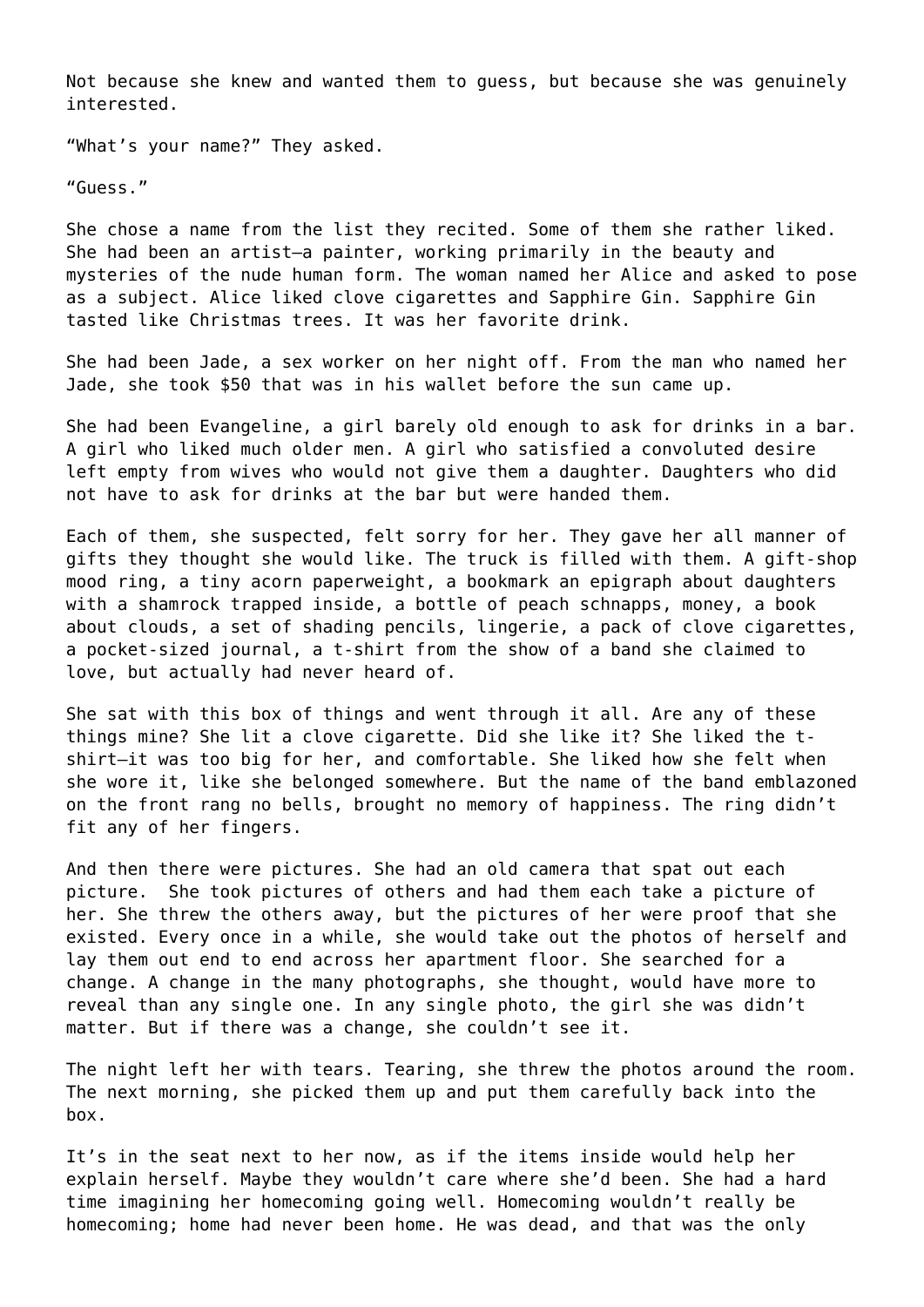Not because she knew and wanted them to guess, but because she was genuinely interested.

“What’s your name?” They asked.

“Guess.”

She chose a name from the list they recited. Some of them she rather liked. She had been an artist—a painter, working primarily in the beauty and mysteries of the nude human form. The woman named her Alice and asked to pose as a subject. Alice liked clove cigarettes and Sapphire Gin. Sapphire Gin tasted like Christmas trees. It was her favorite drink.

She had been Jade, a sex worker on her night off. From the man who named her Jade, she took $50 that was in his wallet before the sun came up.

She had been Evangeline, a girl barely old enough to ask for drinks in a bar. A girl who liked much older men. A girl who satisfied a convoluted desire left empty from wives who would not give them a daughter. Daughters who did not have to ask for drinks at the bar but were handed them.

Each of them, she suspected, felt sorry for her. They gave her all manner of gifts they thought she would like. The truck is filled with them. A gift-shop mood ring, a tiny acorn paperweight, a bookmark an epigraph about daughters with a shamrock trapped inside, a bottle of peach schnapps, money, a book about clouds, a set of shading pencils, lingerie, a pack of clove cigarettes, a pocket-sized journal, a t-shirt from the show of a band she claimed to love, but actually had never heard of.

She sat with this box of things and went through it all. Are any of these things mine? She lit a clove cigarette. Did she like it? She liked the t-shirt—it was too big for her, and comfortable. She liked how she felt when she wore it, like she belonged somewhere. But the name of the band emblazoned on the front rang no bells, brought no memory of happiness. The ring didn’t fit any of her fingers.

And then there were pictures. She had an old camera that spat out each picture.  She took pictures of others and had them each take a picture of her. She threw the others away, but the pictures of her were proof that she existed. Every once in a while, she would take out the photos of herself and lay them out end to end across her apartment floor. She searched for a change. A change in the many photographs, she thought, would have more to reveal than any single one. In any single photo, the girl she was didn’t matter. But if there was a change, she couldn’t see it.

The night left her with tears. Tearing, she threw the photos around the room. The next morning, she picked them up and put them carefully back into the box.

It’s in the seat next to her now, as if the items inside would help her explain herself. Maybe they wouldn’t care where she’d been. She had a hard time imagining her homecoming going well. Homecoming wouldn’t really be homecoming; home had never been home. He was dead, and that was the only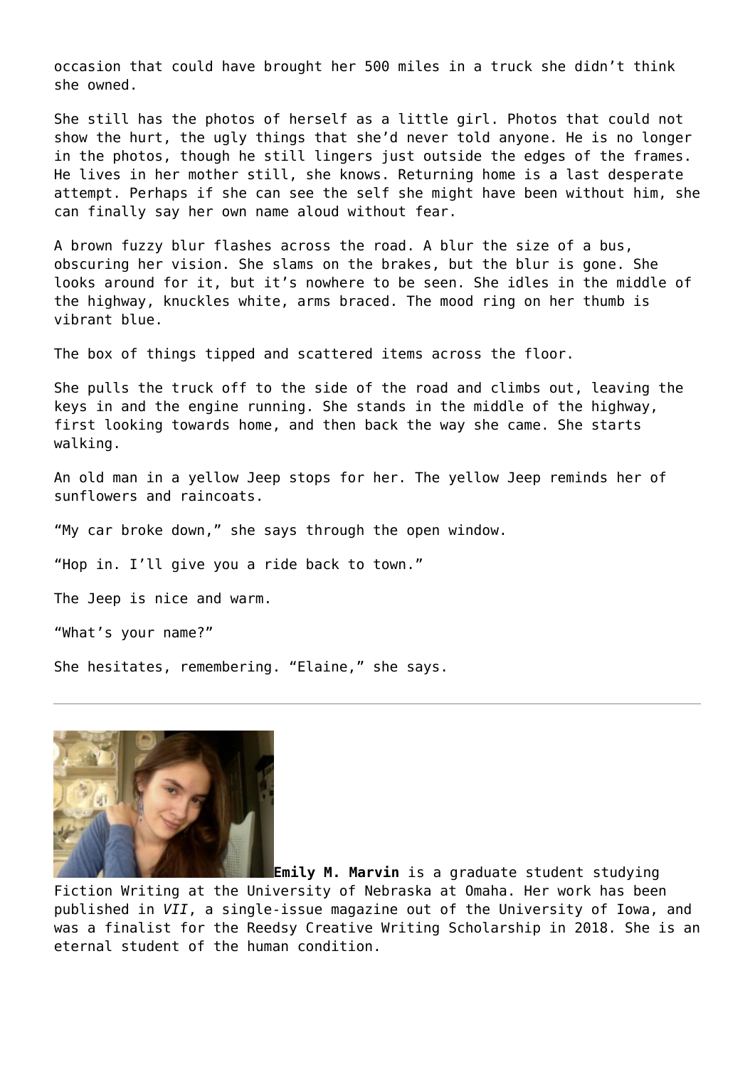occasion that could have brought her 500 miles in a truck she didn't think she owned.

She still has the photos of herself as a little girl. Photos that could not show the hurt, the ugly things that she'd never told anyone. He is no longer in the photos, though he still lingers just outside the edges of the frames. He lives in her mother still, she knows. Returning home is a last desperate attempt. Perhaps if she can see the self she might have been without him, she can finally say her own name aloud without fear.

A brown fuzzy blur flashes across the road. A blur the size of a bus, obscuring her vision. She slams on the brakes, but the blur is gone. She looks around for it, but it's nowhere to be seen. She idles in the middle of the highway, knuckles white, arms braced. The mood ring on her thumb is vibrant blue.

The box of things tipped and scattered items across the floor.

She pulls the truck off to the side of the road and climbs out, leaving the keys in and the engine running. She stands in the middle of the highway, first looking towards home, and then back the way she came. She starts walking.

An old man in a yellow Jeep stops for her. The yellow Jeep reminds her of sunflowers and raincoats.

"My car broke down," she says through the open window.

"Hop in. I'll give you a ride back to town."

The Jeep is nice and warm.

"What's your name?"

She hesitates, remembering. "Elaine," she says.

---

**Emily M. Marvin** is a graduate student studying Fiction Writing at the University of Nebraska at Omaha. Her work has been published in *VII*, a single-issue magazine out of the University of Iowa, and was a finalist for the Reedsy Creative Writing Scholarship in 2018. She is an eternal student of the human condition.